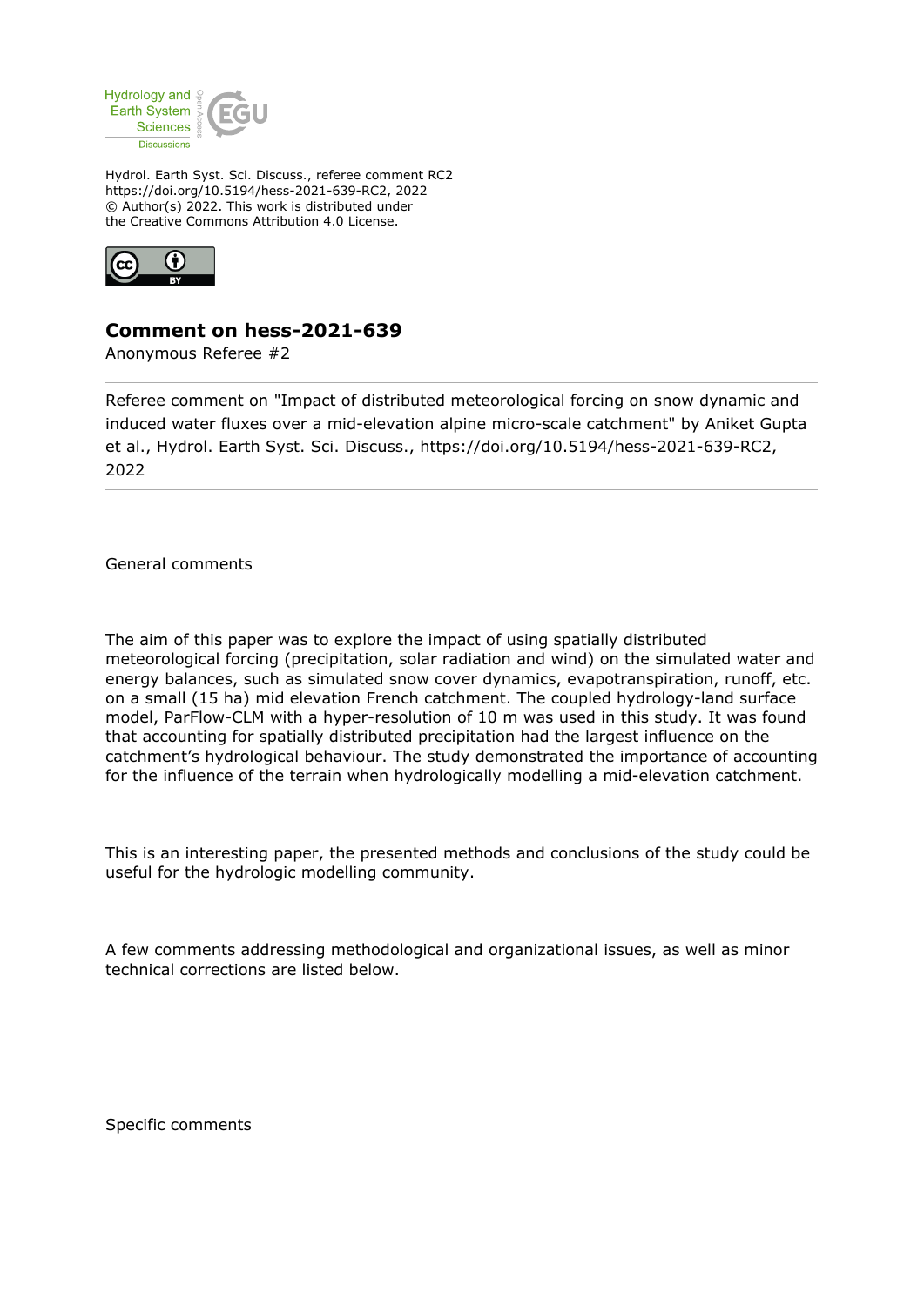Hydrol. Earth Syst. Sci. Discuss., referee comment RC2
https://doi.org/10.5194/hess-2021-639-RC2, 2022
© Author(s) 2022. This work is distributed under
the Creative Commons Attribution 4.0 License.

## Comment on hess-2021-639

Anonymous Referee #2

Referee comment on "Impact of distributed meteorological forcing on snow dynamic and induced water fluxes over a mid-elevation alpine micro-scale catchment" by Aniket Gupta et al., Hydrol. Earth Syst. Sci. Discuss., https://doi.org/10.5194/hess-2021-639-RC2, 2022

General comments

The aim of this paper was to explore the impact of using spatially distributed meteorological forcing (precipitation, solar radiation and wind) on the simulated water and energy balances, such as simulated snow cover dynamics, evapotranspiration, runoff, etc. on a small (15 ha) mid elevation French catchment. The coupled hydrology-land surface model, ParFlow-CLM with a hyper-resolution of 10 m was used in this study. It was found that accounting for spatially distributed precipitation had the largest influence on the catchment's hydrological behaviour. The study demonstrated the importance of accounting for the influence of the terrain when hydrologically modelling a mid-elevation catchment.

This is an interesting paper, the presented methods and conclusions of the study could be useful for the hydrologic modelling community.

A few comments addressing methodological and organizational issues, as well as minor technical corrections are listed below.

Specific comments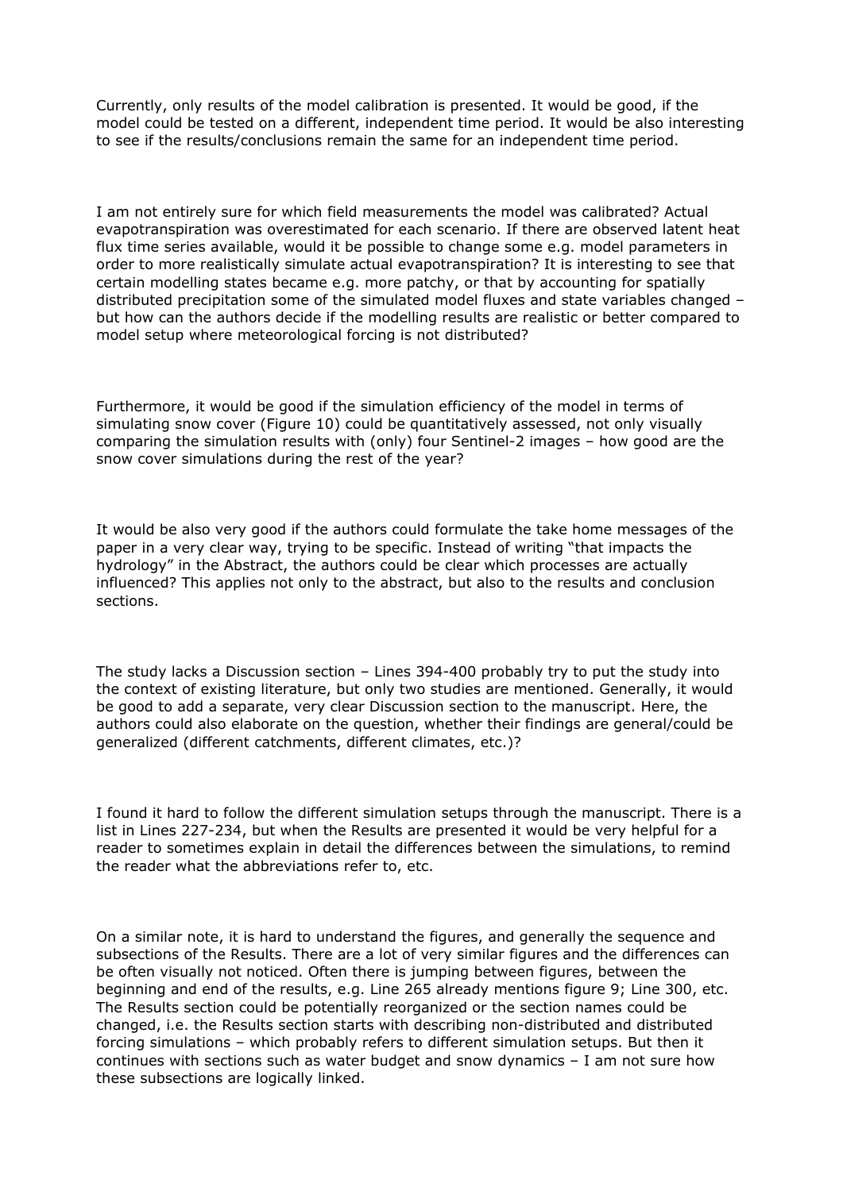Currently, only results of the model calibration is presented. It would be good, if the model could be tested on a different, independent time period. It would be also interesting to see if the results/conclusions remain the same for an independent time period.

I am not entirely sure for which field measurements the model was calibrated? Actual evapotranspiration was overestimated for each scenario. If there are observed latent heat flux time series available, would it be possible to change some e.g. model parameters in order to more realistically simulate actual evapotranspiration? It is interesting to see that certain modelling states became e.g. more patchy, or that by accounting for spatially distributed precipitation some of the simulated model fluxes and state variables changed – but how can the authors decide if the modelling results are realistic or better compared to model setup where meteorological forcing is not distributed?

Furthermore, it would be good if the simulation efficiency of the model in terms of simulating snow cover (Figure 10) could be quantitatively assessed, not only visually comparing the simulation results with (only) four Sentinel-2 images – how good are the snow cover simulations during the rest of the year?

It would be also very good if the authors could formulate the take home messages of the paper in a very clear way, trying to be specific. Instead of writing "that impacts the hydrology" in the Abstract, the authors could be clear which processes are actually influenced? This applies not only to the abstract, but also to the results and conclusion sections.

The study lacks a Discussion section – Lines 394-400 probably try to put the study into the context of existing literature, but only two studies are mentioned. Generally, it would be good to add a separate, very clear Discussion section to the manuscript. Here, the authors could also elaborate on the question, whether their findings are general/could be generalized (different catchments, different climates, etc.)?

I found it hard to follow the different simulation setups through the manuscript. There is a list in Lines 227-234, but when the Results are presented it would be very helpful for a reader to sometimes explain in detail the differences between the simulations, to remind the reader what the abbreviations refer to, etc.

On a similar note, it is hard to understand the figures, and generally the sequence and subsections of the Results. There are a lot of very similar figures and the differences can be often visually not noticed. Often there is jumping between figures, between the beginning and end of the results, e.g. Line 265 already mentions figure 9; Line 300, etc. The Results section could be potentially reorganized or the section names could be changed, i.e. the Results section starts with describing non-distributed and distributed forcing simulations – which probably refers to different simulation setups. But then it continues with sections such as water budget and snow dynamics – I am not sure how these subsections are logically linked.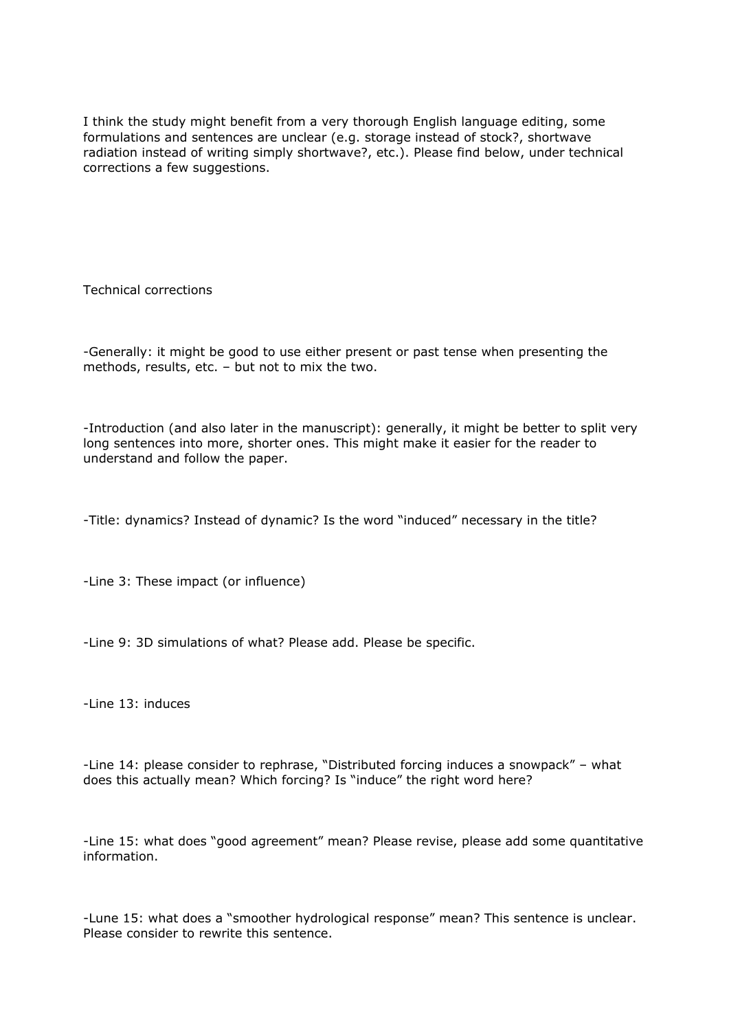I think the study might benefit from a very thorough English language editing, some formulations and sentences are unclear (e.g. storage instead of stock?, shortwave radiation instead of writing simply shortwave?, etc.). Please find below, under technical corrections a few suggestions.

Technical corrections

-Generally: it might be good to use either present or past tense when presenting the methods, results, etc. – but not to mix the two.

-Introduction (and also later in the manuscript): generally, it might be better to split very long sentences into more, shorter ones. This might make it easier for the reader to understand and follow the paper.

-Title: dynamics? Instead of dynamic? Is the word "induced" necessary in the title?

-Line 3: These impact (or influence)

-Line 9: 3D simulations of what? Please add. Please be specific.

-Line 13: induces

-Line 14: please consider to rephrase, "Distributed forcing induces a snowpack" – what does this actually mean? Which forcing? Is "induce" the right word here?

-Line 15: what does "good agreement" mean? Please revise, please add some quantitative information.

-Lune 15: what does a "smoother hydrological response" mean? This sentence is unclear. Please consider to rewrite this sentence.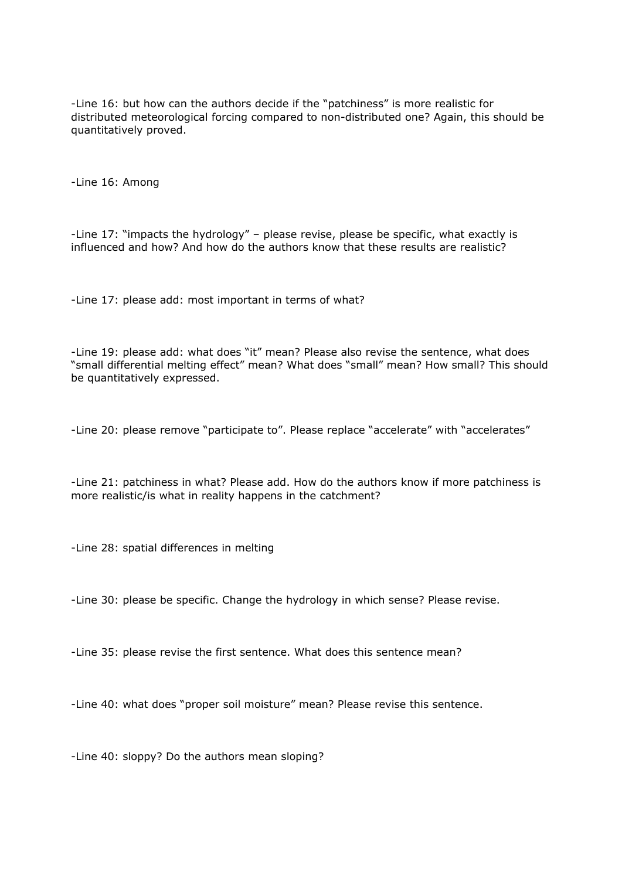-Line 16: but how can the authors decide if the "patchiness" is more realistic for distributed meteorological forcing compared to non-distributed one? Again, this should be quantitatively proved.

-Line 16: Among

-Line 17: "impacts the hydrology" – please revise, please be specific, what exactly is influenced and how? And how do the authors know that these results are realistic?

-Line 17: please add: most important in terms of what?

-Line 19: please add: what does "it" mean? Please also revise the sentence, what does "small differential melting effect" mean? What does "small" mean? How small? This should be quantitatively expressed.

-Line 20: please remove "participate to". Please replace "accelerate" with "accelerates"

-Line 21: patchiness in what? Please add. How do the authors know if more patchiness is more realistic/is what in reality happens in the catchment?

-Line 28: spatial differences in melting

-Line 30: please be specific. Change the hydrology in which sense? Please revise.

-Line 35: please revise the first sentence. What does this sentence mean?

-Line 40: what does "proper soil moisture" mean? Please revise this sentence.

-Line 40: sloppy? Do the authors mean sloping?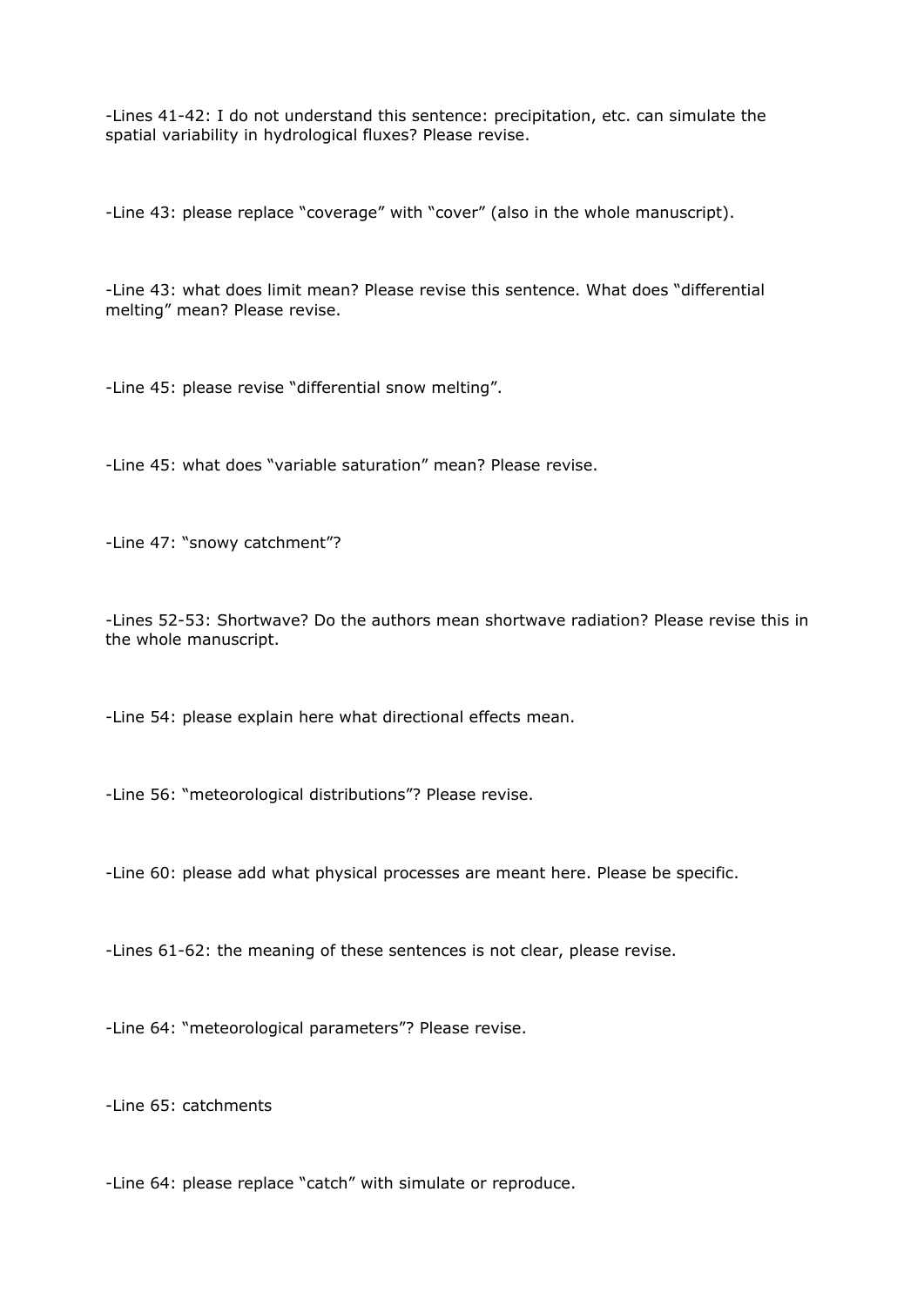-Lines 41-42: I do not understand this sentence: precipitation, etc. can simulate the spatial variability in hydrological fluxes? Please revise.

-Line 43: please replace "coverage" with "cover" (also in the whole manuscript).

-Line 43: what does limit mean? Please revise this sentence. What does "differential melting" mean? Please revise.

-Line 45: please revise "differential snow melting".

-Line 45: what does "variable saturation" mean? Please revise.

-Line 47: "snowy catchment"?

-Lines 52-53: Shortwave? Do the authors mean shortwave radiation? Please revise this in the whole manuscript.

-Line 54: please explain here what directional effects mean.

-Line 56: "meteorological distributions"? Please revise.

-Line 60: please add what physical processes are meant here. Please be specific.

-Lines 61-62: the meaning of these sentences is not clear, please revise.

-Line 64: "meteorological parameters"? Please revise.

-Line 65: catchments

-Line 64: please replace "catch" with simulate or reproduce.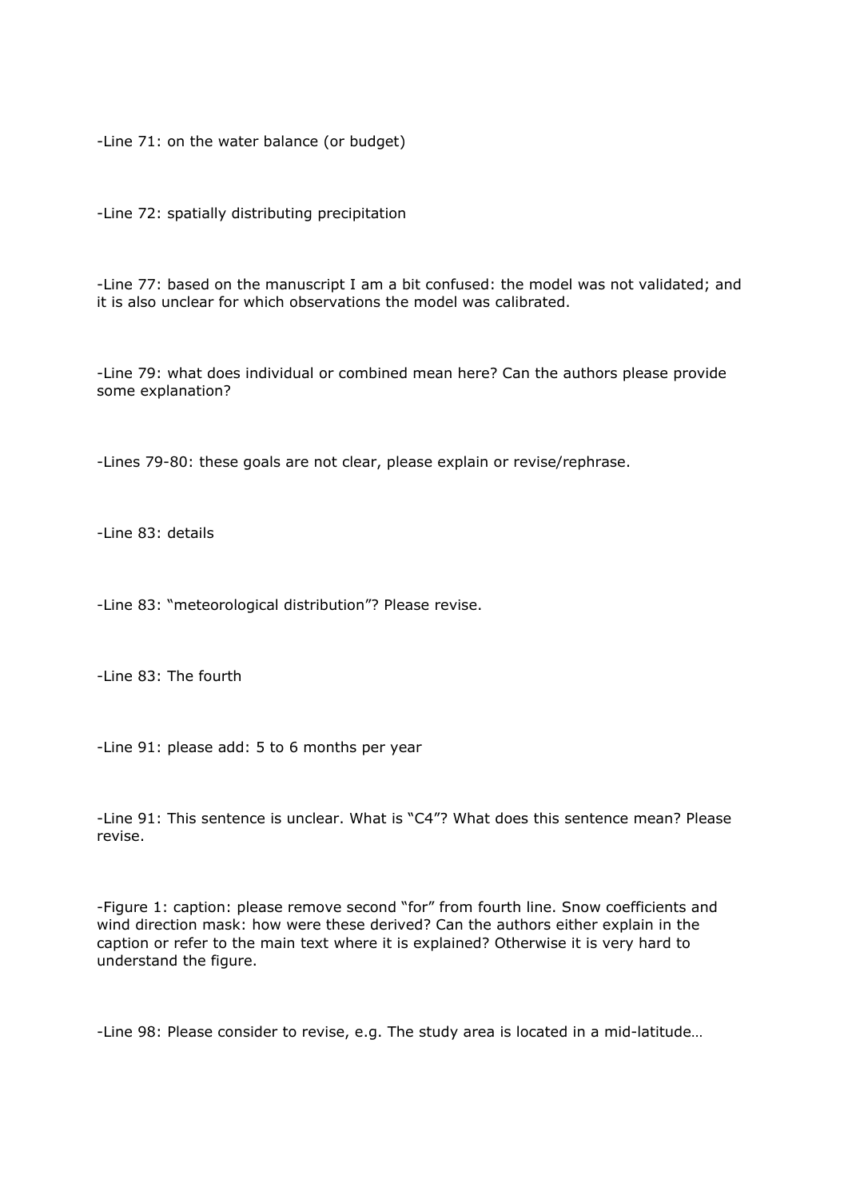-Line 71: on the water balance (or budget)

-Line 72: spatially distributing precipitation

-Line 77: based on the manuscript I am a bit confused: the model was not validated; and it is also unclear for which observations the model was calibrated.

-Line 79: what does individual or combined mean here? Can the authors please provide some explanation?

-Lines 79-80: these goals are not clear, please explain or revise/rephrase.

-Line 83: details

-Line 83: "meteorological distribution"? Please revise.

-Line 83: The fourth

-Line 91: please add: 5 to 6 months per year

-Line 91: This sentence is unclear. What is "C4"? What does this sentence mean? Please revise.

-Figure 1: caption: please remove second "for" from fourth line. Snow coefficients and wind direction mask: how were these derived? Can the authors either explain in the caption or refer to the main text where it is explained? Otherwise it is very hard to understand the figure.

-Line 98: Please consider to revise, e.g. The study area is located in a mid-latitude…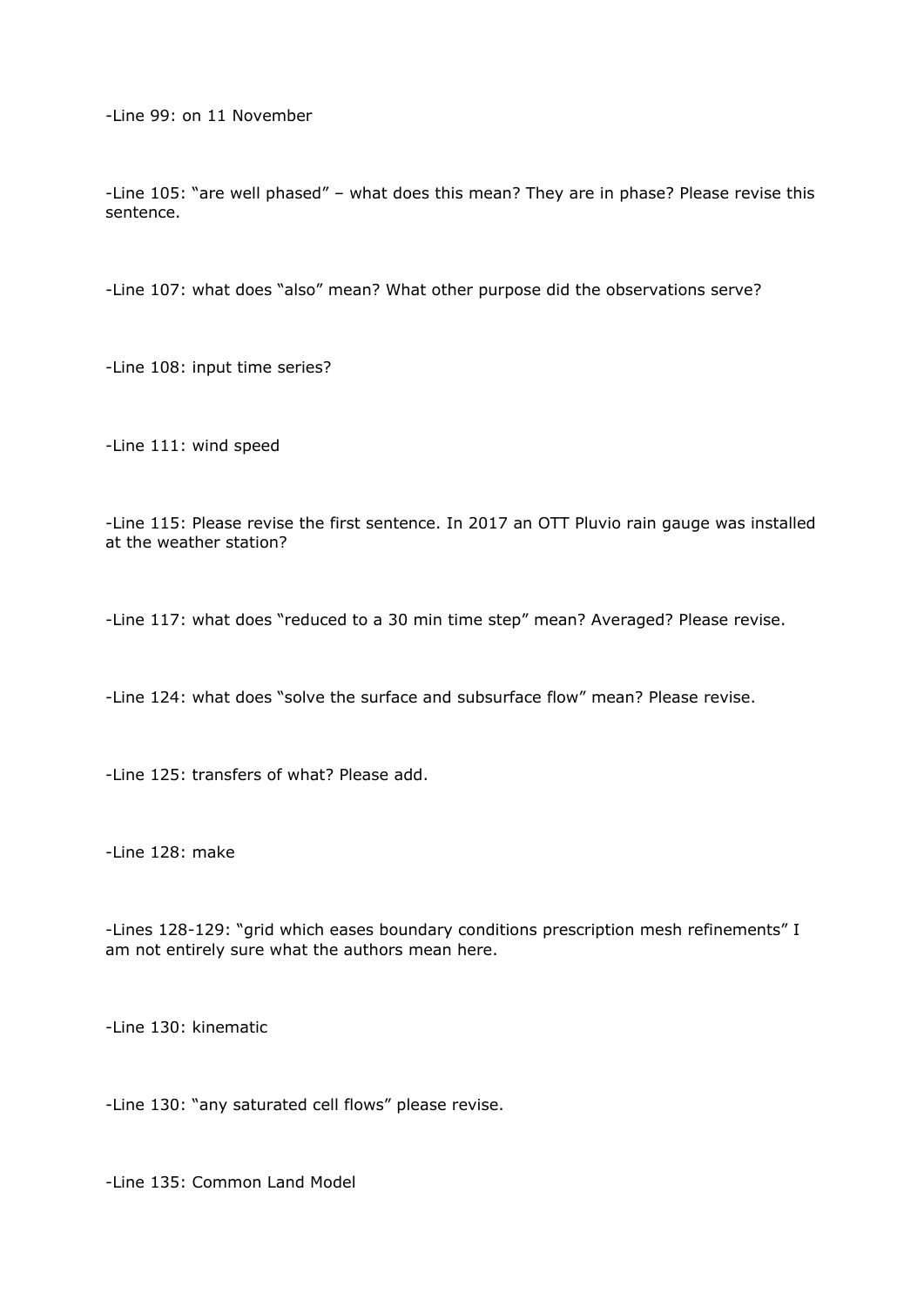-Line 99: on 11 November

-Line 105: “are well phased” – what does this mean? They are in phase? Please revise this sentence.

-Line 107: what does “also” mean? What other purpose did the observations serve?

-Line 108: input time series?

-Line 111: wind speed

-Line 115: Please revise the first sentence. In 2017 an OTT Pluvio rain gauge was installed at the weather station?

-Line 117: what does “reduced to a 30 min time step” mean? Averaged? Please revise.

-Line 124: what does “solve the surface and subsurface flow” mean? Please revise.

-Line 125: transfers of what? Please add.

-Line 128: make

-Lines 128-129: “grid which eases boundary conditions prescription mesh refinements” I am not entirely sure what the authors mean here.

-Line 130: kinematic

-Line 130: “any saturated cell flows” please revise.

-Line 135: Common Land Model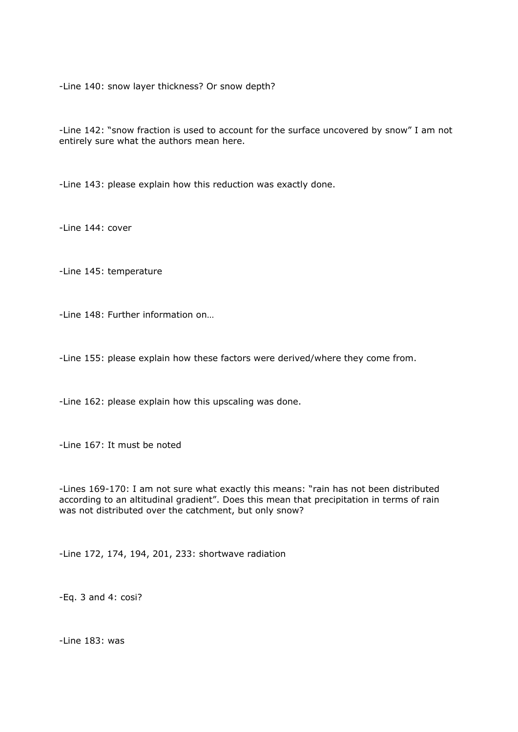-Line 140: snow layer thickness? Or snow depth?

-Line 142: "snow fraction is used to account for the surface uncovered by snow" I am not entirely sure what the authors mean here.

-Line 143: please explain how this reduction was exactly done.

-Line 144: cover

-Line 145: temperature

-Line 148: Further information on…

-Line 155: please explain how these factors were derived/where they come from.

-Line 162: please explain how this upscaling was done.

-Line 167: It must be noted

-Lines 169-170: I am not sure what exactly this means: "rain has not been distributed according to an altitudinal gradient". Does this mean that precipitation in terms of rain was not distributed over the catchment, but only snow?

-Line 172, 174, 194, 201, 233: shortwave radiation

-Eq. 3 and 4: cosi?

-Line 183: was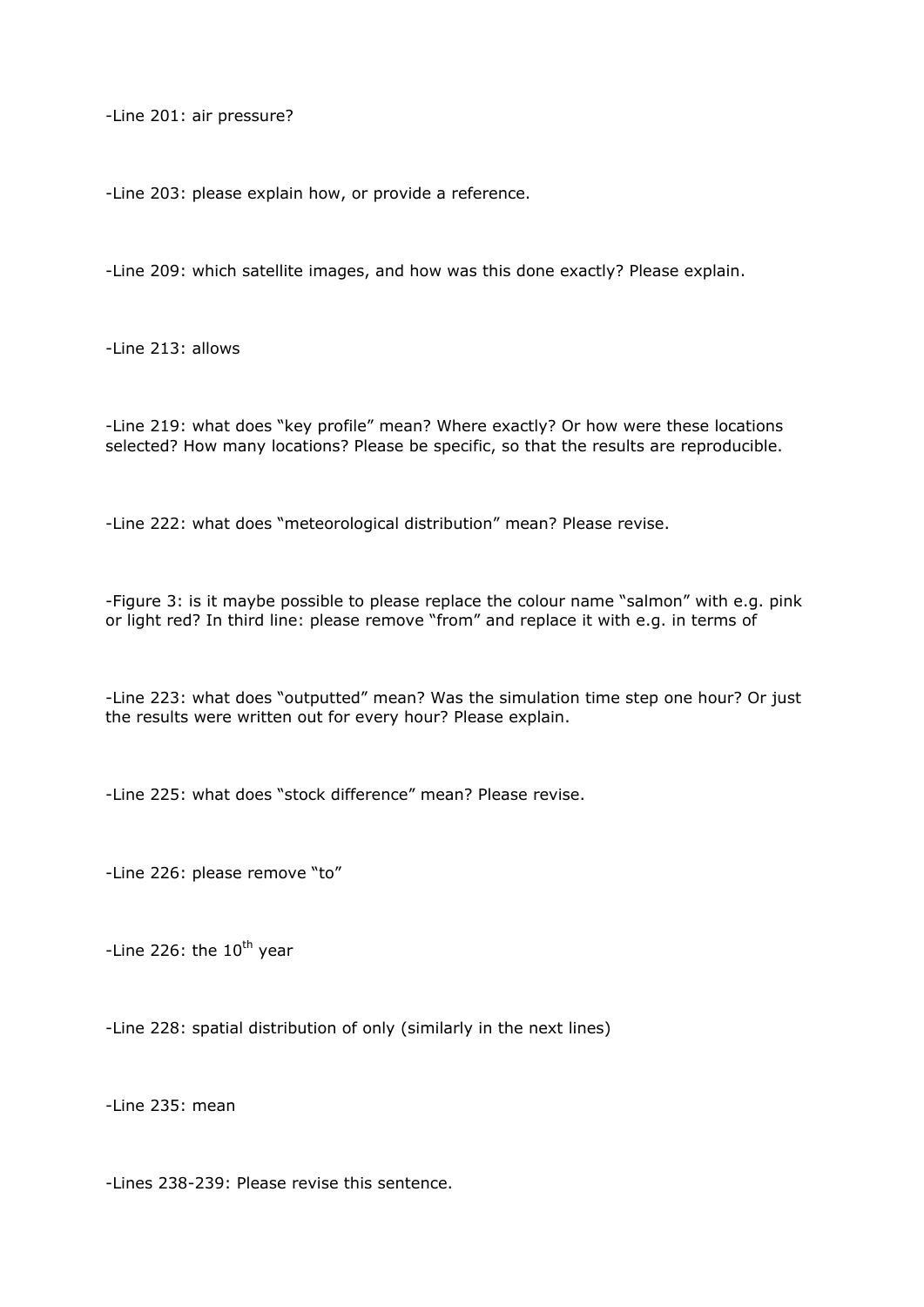-Line 201: air pressure?

-Line 203: please explain how, or provide a reference.

-Line 209: which satellite images, and how was this done exactly? Please explain.

-Line 213: allows

-Line 219: what does "key profile" mean? Where exactly? Or how were these locations selected? How many locations? Please be specific, so that the results are reproducible.

-Line 222: what does "meteorological distribution" mean? Please revise.

-Figure 3: is it maybe possible to please replace the colour name "salmon" with e.g. pink or light red? In third line: please remove "from" and replace it with e.g. in terms of

-Line 223: what does "outputted" mean? Was the simulation time step one hour? Or just the results were written out for every hour? Please explain.

-Line 225: what does "stock difference" mean? Please revise.

-Line 226: please remove "to"

-Line 226: the $10^{th}$ year

-Line 228: spatial distribution of only (similarly in the next lines)

-Line 235: mean

-Lines 238-239: Please revise this sentence.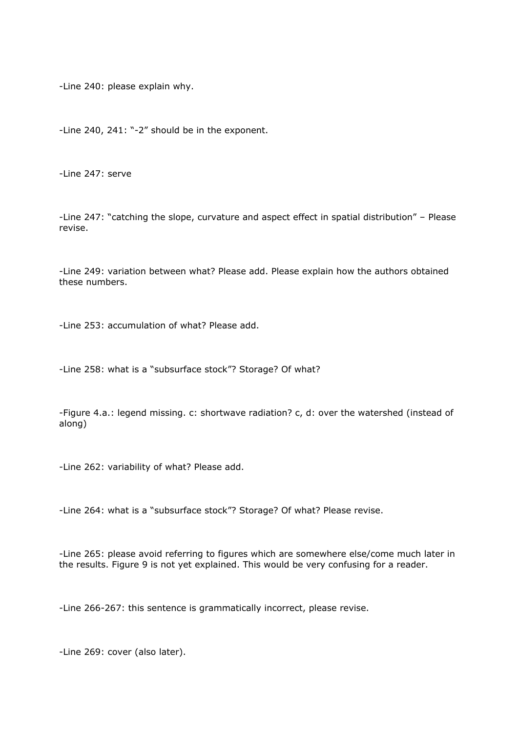-Line 240: please explain why.

-Line 240, 241: "-2" should be in the exponent.

-Line 247: serve

-Line 247: "catching the slope, curvature and aspect effect in spatial distribution" – Please revise.

-Line 249: variation between what? Please add. Please explain how the authors obtained these numbers.

-Line 253: accumulation of what? Please add.

-Line 258: what is a "subsurface stock"? Storage? Of what?

-Figure 4.a.: legend missing. c: shortwave radiation? c, d: over the watershed (instead of along)

-Line 262: variability of what? Please add.

-Line 264: what is a "subsurface stock"? Storage? Of what? Please revise.

-Line 265: please avoid referring to figures which are somewhere else/come much later in the results. Figure 9 is not yet explained. This would be very confusing for a reader.

-Line 266-267: this sentence is grammatically incorrect, please revise.

-Line 269: cover (also later).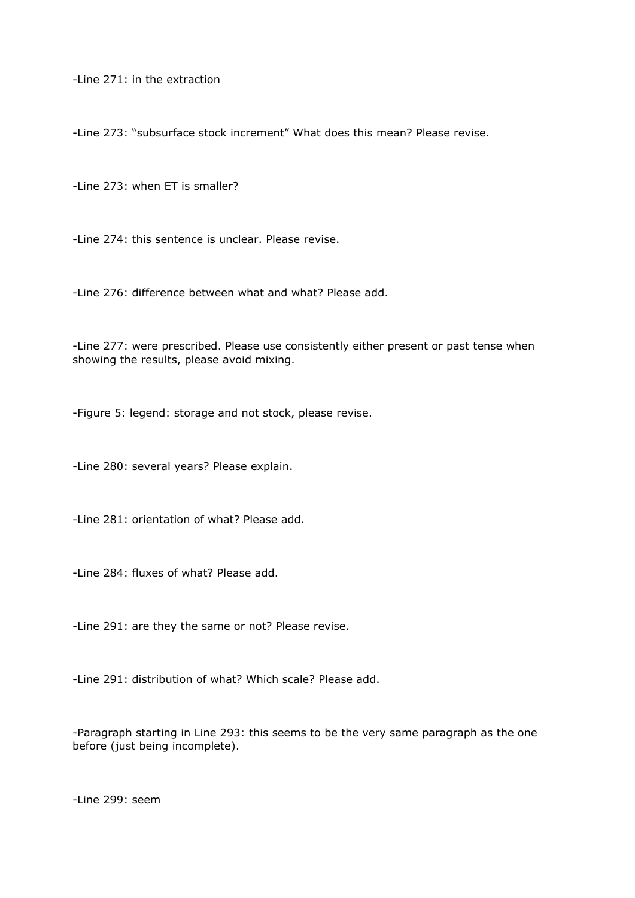-Line 271: in the extraction

-Line 273: "subsurface stock increment" What does this mean? Please revise.

-Line 273: when ET is smaller?

-Line 274: this sentence is unclear. Please revise.

-Line 276: difference between what and what? Please add.

-Line 277: were prescribed. Please use consistently either present or past tense when showing the results, please avoid mixing.

-Figure 5: legend: storage and not stock, please revise.

-Line 280: several years? Please explain.

-Line 281: orientation of what? Please add.

-Line 284: fluxes of what? Please add.

-Line 291: are they the same or not? Please revise.

-Line 291: distribution of what? Which scale? Please add.

-Paragraph starting in Line 293: this seems to be the very same paragraph as the one before (just being incomplete).

-Line 299: seem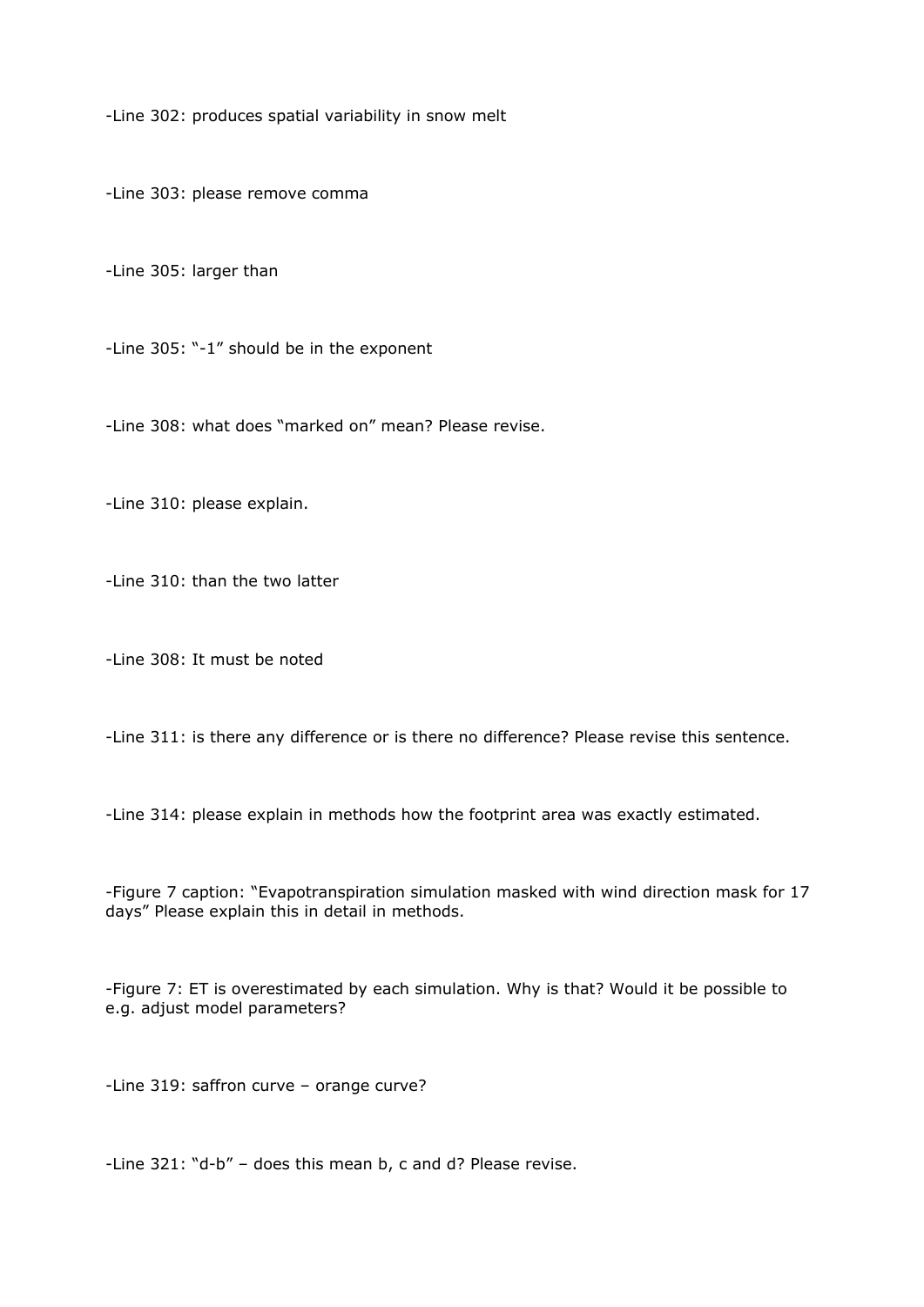-Line 302: produces spatial variability in snow melt

-Line 303: please remove comma

-Line 305: larger than

-Line 305: "-1" should be in the exponent

-Line 308: what does "marked on" mean? Please revise.

-Line 310: please explain.

-Line 310: than the two latter

-Line 308: It must be noted

-Line 311: is there any difference or is there no difference? Please revise this sentence.

-Line 314: please explain in methods how the footprint area was exactly estimated.

-Figure 7 caption: "Evapotranspiration simulation masked with wind direction mask for 17 days" Please explain this in detail in methods.

-Figure 7: ET is overestimated by each simulation. Why is that? Would it be possible to e.g. adjust model parameters?

-Line 319: saffron curve – orange curve?

-Line 321: "d-b" – does this mean b, c and d? Please revise.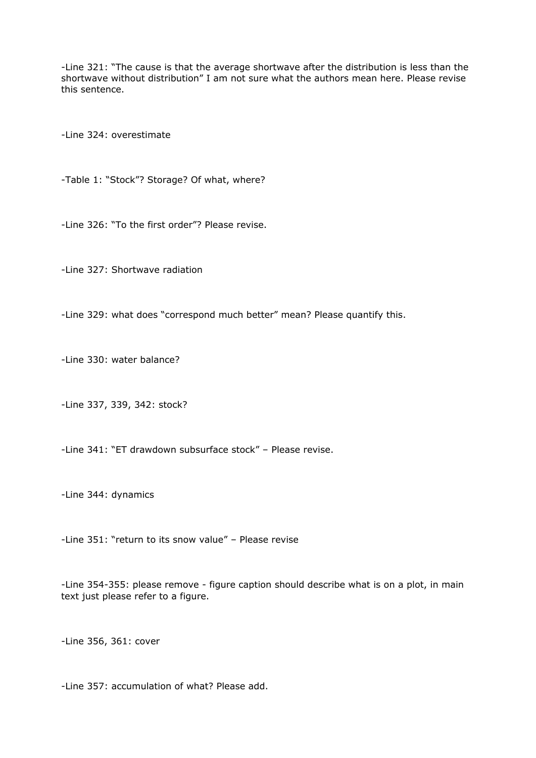-Line 321: "The cause is that the average shortwave after the distribution is less than the shortwave without distribution" I am not sure what the authors mean here. Please revise this sentence.

-Line 324: overestimate

-Table 1: "Stock"? Storage? Of what, where?

-Line 326: "To the first order"? Please revise.

-Line 327: Shortwave radiation

-Line 329: what does "correspond much better" mean? Please quantify this.

-Line 330: water balance?

-Line 337, 339, 342: stock?

-Line 341: "ET drawdown subsurface stock" – Please revise.

-Line 344: dynamics

-Line 351: "return to its snow value" – Please revise

-Line 354-355: please remove - figure caption should describe what is on a plot, in main text just please refer to a figure.

-Line 356, 361: cover

-Line 357: accumulation of what? Please add.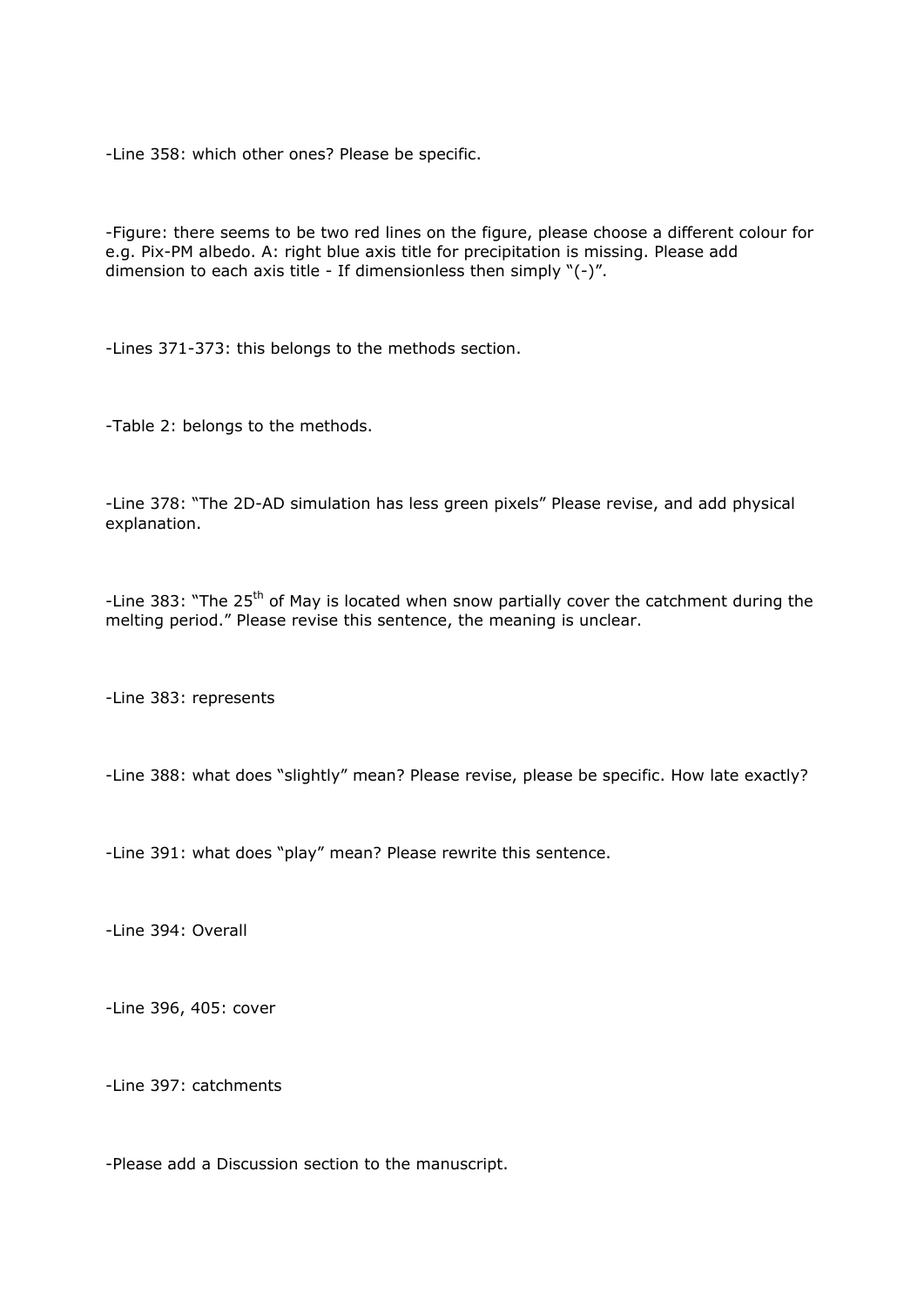-Line 358: which other ones? Please be specific.

-Figure: there seems to be two red lines on the figure, please choose a different colour for e.g. Pix-PM albedo. A: right blue axis title for precipitation is missing. Please add dimension to each axis title - If dimensionless then simply "(-)".

-Lines 371-373: this belongs to the methods section.

-Table 2: belongs to the methods.

-Line 378: "The 2D-AD simulation has less green pixels" Please revise, and add physical explanation.

-Line 383: "The 25$^{th}$ of May is located when snow partially cover the catchment during the melting period." Please revise this sentence, the meaning is unclear.

-Line 383: represents

-Line 388: what does "slightly" mean? Please revise, please be specific. How late exactly?

-Line 391: what does "play" mean? Please rewrite this sentence.

-Line 394: Overall

-Line 396, 405: cover

-Line 397: catchments

-Please add a Discussion section to the manuscript.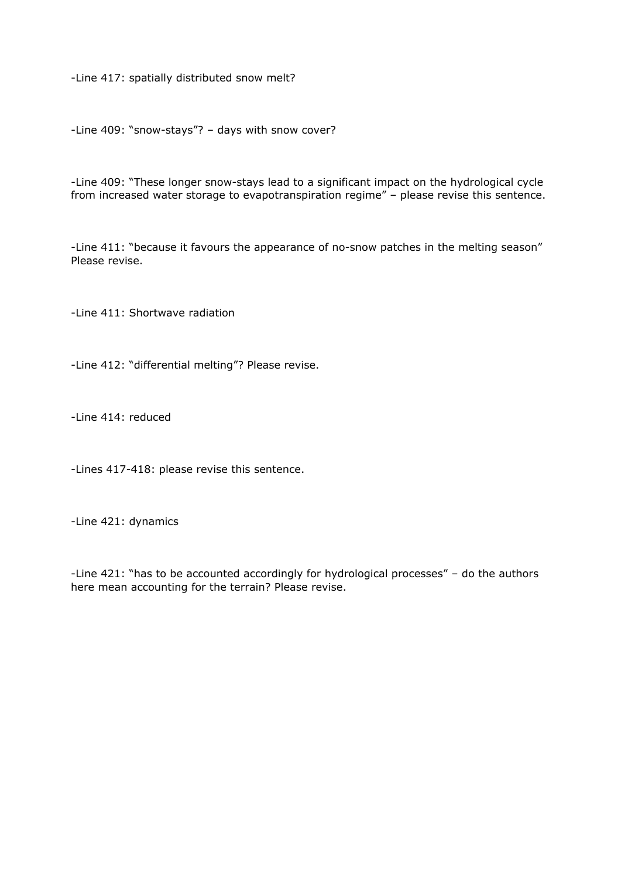-Line 417: spatially distributed snow melt?

-Line 409: “snow-stays”? – days with snow cover?

-Line 409: “These longer snow-stays lead to a significant impact on the hydrological cycle from increased water storage to evapotranspiration regime” – please revise this sentence.

-Line 411: “because it favours the appearance of no-snow patches in the melting season” Please revise.

-Line 411: Shortwave radiation

-Line 412: “differential melting”? Please revise.

-Line 414: reduced

-Lines 417-418: please revise this sentence.

-Line 421: dynamics

-Line 421: “has to be accounted accordingly for hydrological processes” – do the authors here mean accounting for the terrain? Please revise.